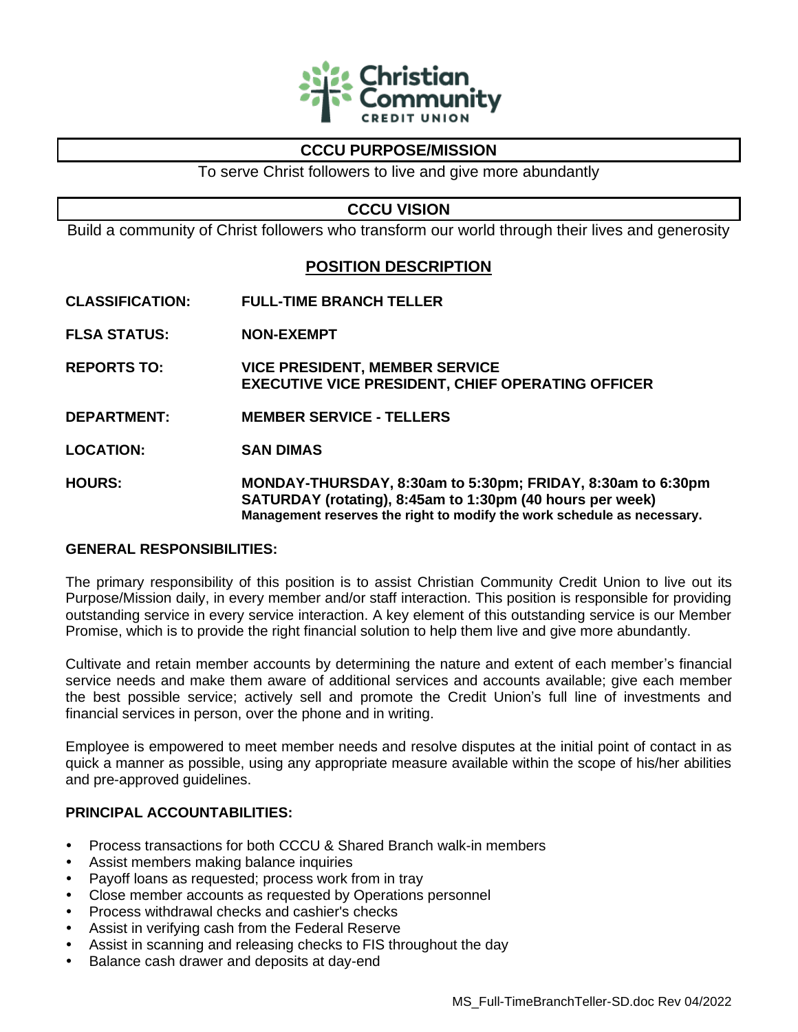Christian Community CREDIT UNION

## CCCU PURPOSE/MISSION

To serve Christ followers to live and give more abundantly

## CCCU VISION

Build a community of Christ followers who transform our world through their lives and generosity

## POSITION DESCRIPTION

**CLASSIFICATION:** **FULL-TIME BRANCH TELLER**

**FLSA STATUS:** **NON-EXEMPT**

**REPORTS TO:** **VICE PRESIDENT, MEMBER SERVICE**
**EXECUTIVE VICE PRESIDENT, CHIEF OPERATING OFFICER**

**DEPARTMENT:** **MEMBER SERVICE - TELLERS**

**LOCATION:** **SAN DIMAS**

**HOURS:** **MONDAY-THURSDAY, 8:30am to 5:30pm; FRIDAY, 8:30am to 6:30pm**
**SATURDAY (rotating), 8:45am to 1:30pm (40 hours per week)**
**Management reserves the right to modify the work schedule as necessary.**

### GENERAL RESPONSIBILITIES:

The primary responsibility of this position is to assist Christian Community Credit Union to live out its Purpose/Mission daily, in every member and/or staff interaction. This position is responsible for providing outstanding service in every service interaction. A key element of this outstanding service is our Member Promise, which is to provide the right financial solution to help them live and give more abundantly.

Cultivate and retain member accounts by determining the nature and extent of each member's financial service needs and make them aware of additional services and accounts available; give each member the best possible service; actively sell and promote the Credit Union's full line of investments and financial services in person, over the phone and in writing.

Employee is empowered to meet member needs and resolve disputes at the initial point of contact in as quick a manner as possible, using any appropriate measure available within the scope of his/her abilities and pre-approved guidelines.

### PRINCIPAL ACCOUNTABILITIES:

- Process transactions for both CCCU & Shared Branch walk-in members
- Assist members making balance inquiries
- Payoff loans as requested; process work from in tray
- Close member accounts as requested by Operations personnel
- Process withdrawal checks and cashier's checks
- Assist in verifying cash from the Federal Reserve
- Assist in scanning and releasing checks to FIS throughout the day
- Balance cash drawer and deposits at day-end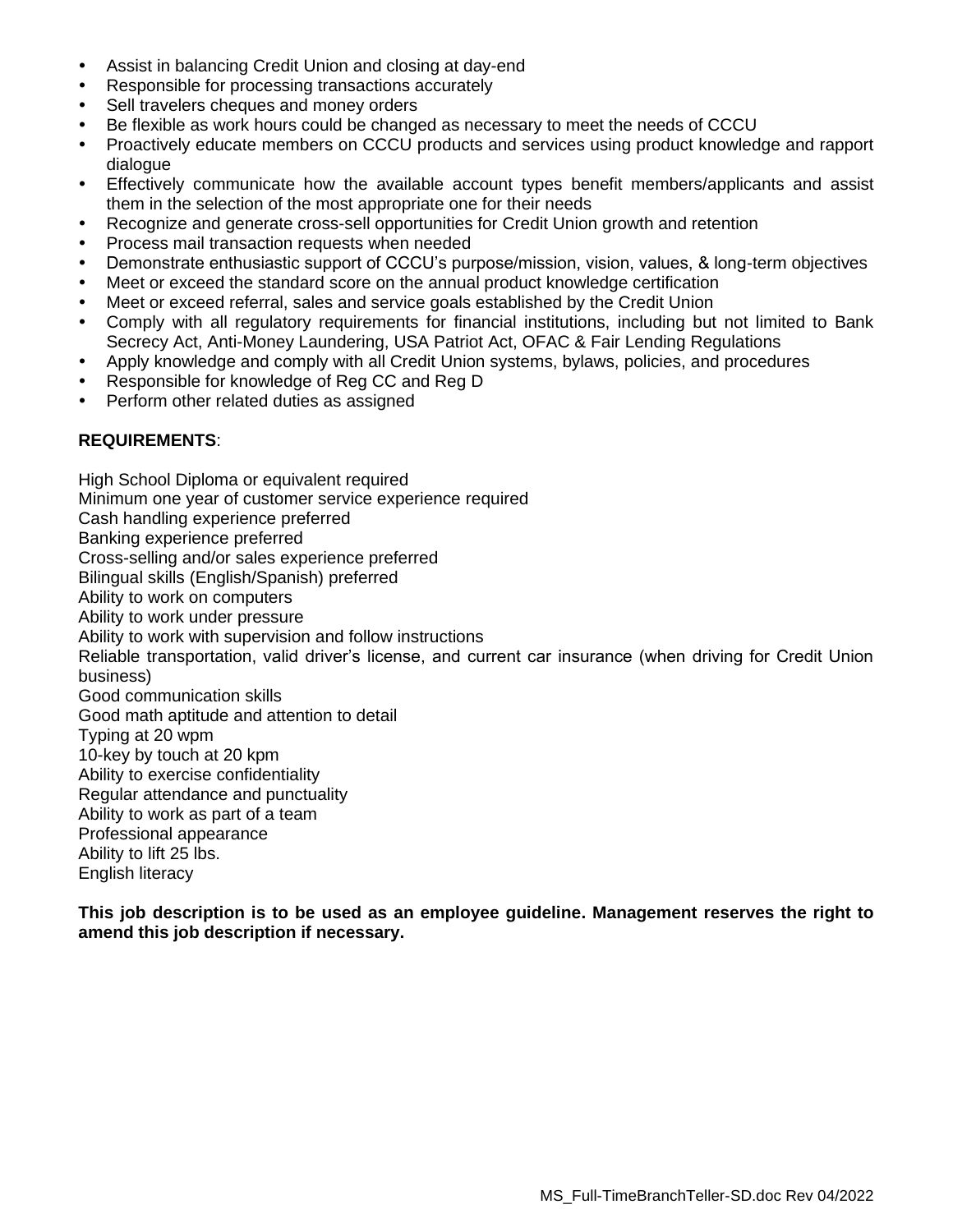- Assist in balancing Credit Union and closing at day-end
- Responsible for processing transactions accurately
- Sell travelers cheques and money orders
- Be flexible as work hours could be changed as necessary to meet the needs of CCCU
- Proactively educate members on CCCU products and services using product knowledge and rapport dialogue
- Effectively communicate how the available account types benefit members/applicants and assist them in the selection of the most appropriate one for their needs
- Recognize and generate cross-sell opportunities for Credit Union growth and retention
- Process mail transaction requests when needed
- Demonstrate enthusiastic support of CCCU's purpose/mission, vision, values, & long-term objectives
- Meet or exceed the standard score on the annual product knowledge certification
- Meet or exceed referral, sales and service goals established by the Credit Union
- Comply with all regulatory requirements for financial institutions, including but not limited to Bank Secrecy Act, Anti-Money Laundering, USA Patriot Act, OFAC & Fair Lending Regulations
- Apply knowledge and comply with all Credit Union systems, bylaws, policies, and procedures
- Responsible for knowledge of Reg CC and Reg D
- Perform other related duties as assigned

**REQUIREMENTS**:

High School Diploma or equivalent required
Minimum one year of customer service experience required
Cash handling experience preferred
Banking experience preferred
Cross-selling and/or sales experience preferred
Bilingual skills (English/Spanish) preferred
Ability to work on computers
Ability to work under pressure
Ability to work with supervision and follow instructions
Reliable transportation, valid driver's license, and current car insurance (when driving for Credit Union business)
Good communication skills
Good math aptitude and attention to detail
Typing at 20 wpm
10-key by touch at 20 kpm
Ability to exercise confidentiality
Regular attendance and punctuality
Ability to work as part of a team
Professional appearance
Ability to lift 25 lbs.
English literacy

**This job description is to be used as an employee guideline. Management reserves the right to amend this job description if necessary.**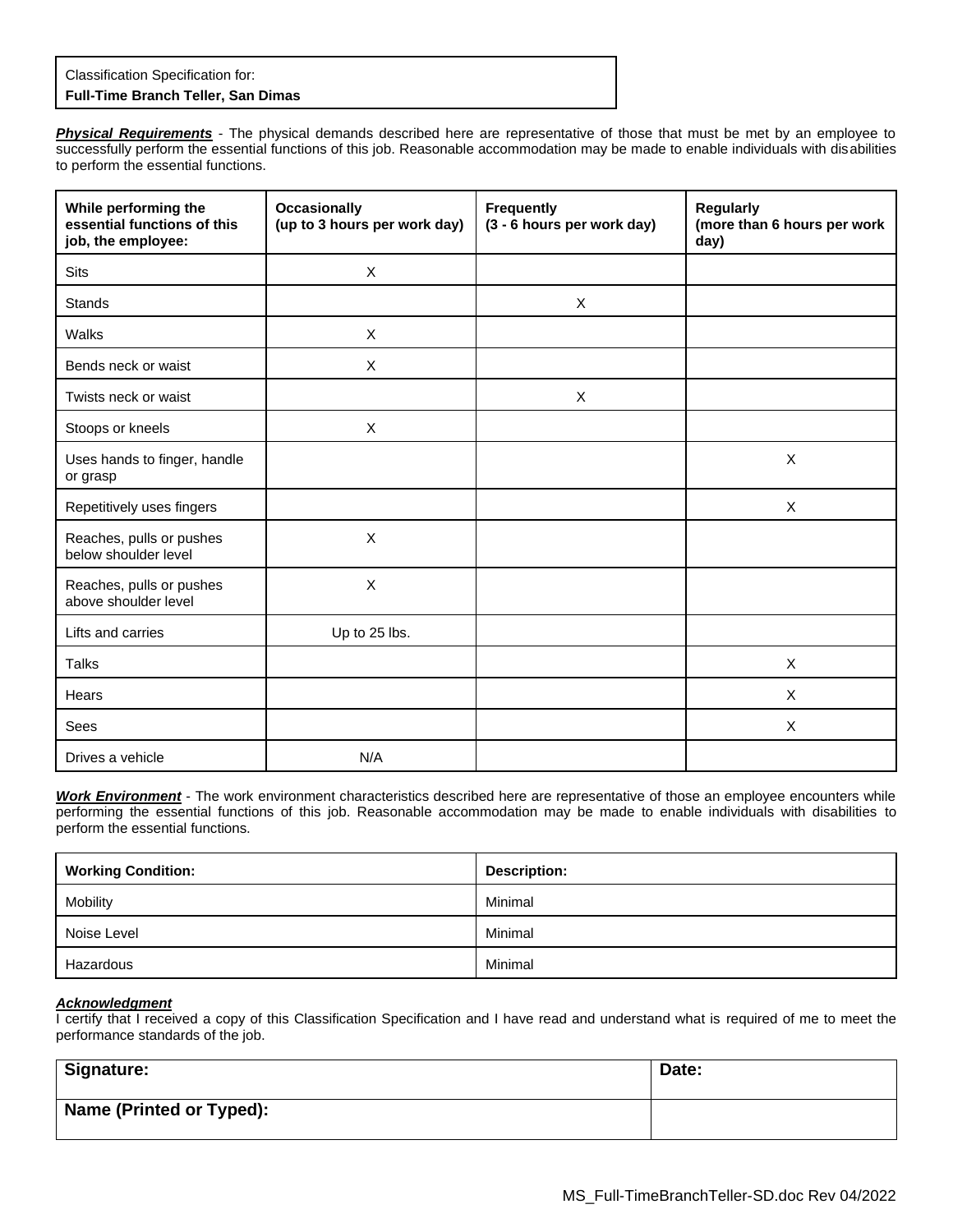| |
|---|
| Classification Specification for:<br>**Full-Time Branch Teller, San Dimas** |

***Physical Requirements*** - The physical demands described here are representative of those that must be met by an employee to successfully perform the essential functions of this job. Reasonable accommodation may be made to enable individuals with disabilities to perform the essential functions.

| **While performing the essential functions of this job, the employee:** | **Occasionally (up to 3 hours per work day)** | **Frequently (3 - 6 hours per work day)** | **Regularly (more than 6 hours per work day)** |
|---|---|---|---|
| Sits | X | | |
| Stands | | X | |
| Walks | X | | |
| Bends neck or waist | X | | |
| Twists neck or waist | | X | |
| Stoops or kneels | X | | |
| Uses hands to finger, handle or grasp | | | X |
| Repetitively uses fingers | | | X |
| Reaches, pulls or pushes below shoulder level | X | | |
| Reaches, pulls or pushes above shoulder level | X | | |
| Lifts and carries | Up to 25 lbs. | | |
| Talks | | | X |
| Hears | | | X |
| Sees | | | X |
| Drives a vehicle | N/A | | |

***Work Environment*** - The work environment characteristics described here are representative of those an employee encounters while performing the essential functions of this job. Reasonable accommodation may be made to enable individuals with disabilities to perform the essential functions.

| **Working Condition:** | **Description:** |
|---|---|
| Mobility | Minimal |
| Noise Level | Minimal |
| Hazardous | Minimal |

***Acknowledgment***

I certify that I received a copy of this Classification Specification and I have read and understand what is required of me to meet the performance standards of the job.

| | |
|---|---|
| **Signature:** | **Date:** |
| **Name (Printed or Typed):** | |

MS_Full-TimeBranchTeller-SD.doc Rev 04/2022